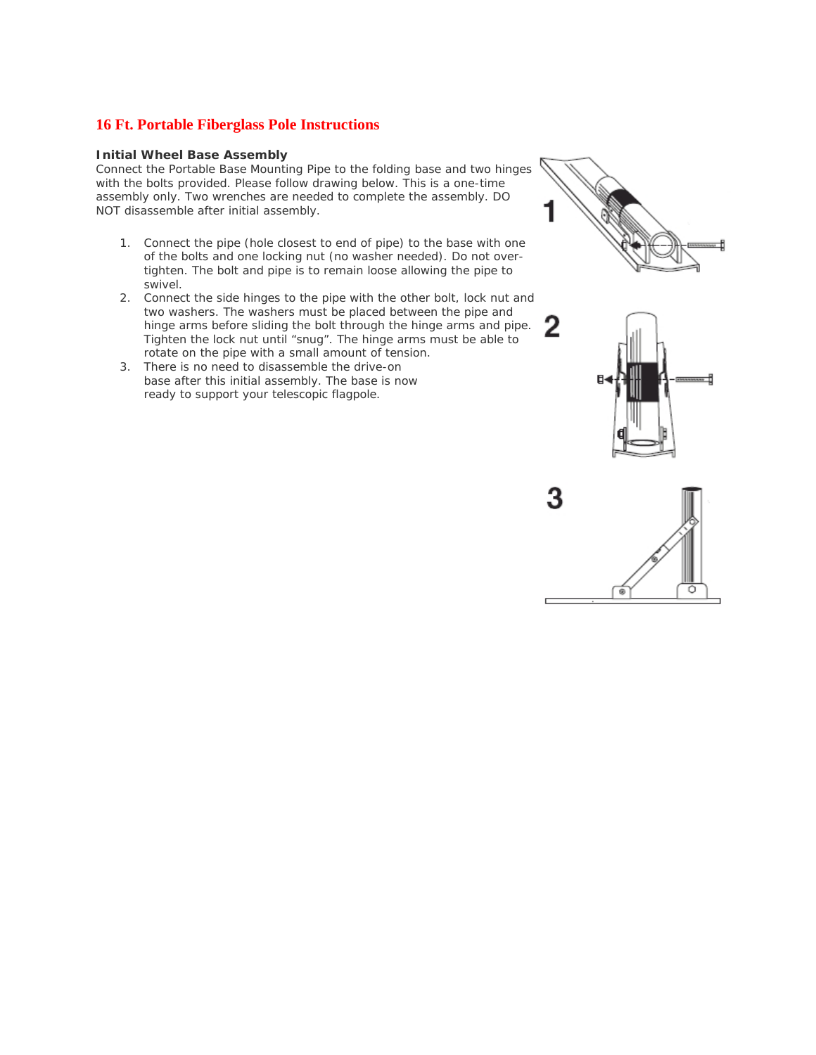# 16 Ft. Portable Fiberglass Pole Instructions

**Initial Wheel Base Assembly**

Connect the Portable Base Mounting Pipe to the folding base and two hinges with the bolts provided. Please follow drawing below. This is a one-time assembly only. Two wrenches are needed to complete the assembly. DO NOT disassemble after initial assembly.

1. Connect the pipe (hole closest to end of pipe) to the base with one of the bolts and one locking nut (no washer needed). Do not over-tighten. The bolt and pipe is to remain loose allowing the pipe to swivel.
2. Connect the side hinges to the pipe with the other bolt, lock nut and two washers. The washers must be placed between the pipe and hinge arms before sliding the bolt through the hinge arms and pipe. Tighten the lock nut until "snug". The hinge arms must be able to rotate on the pipe with a small amount of tension.
3. There is no need to disassemble the drive-on base after this initial assembly. The base is now ready to support your telescopic flagpole.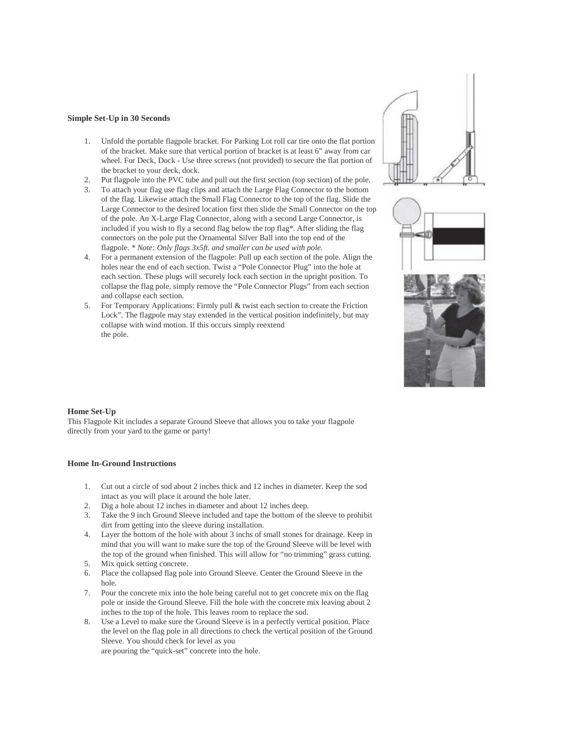**Simple Set-Up in 30 Seconds**

1. Unfold the portable flagpole bracket. For Parking Lot roll car tire onto the flat portion of the bracket. Make sure that vertical portion of bracket is at least 6" away from car wheel. For Deck, Dock - Use three screws (not provided) to secure the flat portion of the bracket to your deck, dock.
2. Put flagpole into the PVC tube and pull out the first section (top section) of the pole.
3. To attach your flag use flag clips and attach the Large Flag Connector to the bottom of the flag. Likewise attach the Small Flag Connector to the top of the flag. Slide the Large Connector to the desired location first then slide the Small Connector on the top of the pole. An X-Large Flag Connector, along with a second Large Connector, is included if you wish to fly a second flag below the top flag*. After sliding the flag connectors on the pole put the Ornamental Silver Ball into the top end of the flagpole. *\* Note: Only flags 3x5ft. and smaller can be used with pole.*
4. For a permanent extension of the flagpole: Pull up each section of the pole. Align the holes near the end of each section. Twist a "Pole Connector Plug" into the hole at each section. These plugs will securely lock each section in the upright position. To collapse the flag pole, simply remove the "Pole Connector Plugs" from each section and collapse each section.
5. For Temporary Applications: Firmly pull & twist each section to create the Friction Lock". The flagpole may stay extended in the vertical position indefinitely, but may collapse with wind motion. If this occurs simply reextend the pole.

**Home Set-Up**

This Flagpole Kit includes a separate Ground Sleeve that allows you to take your flagpole directly from your yard to the game or party!

**Home In-Ground Instructions**

1. Cut out a circle of sod about 2 inches thick and 12 inches in diameter. Keep the sod intact as you will place it around the hole later.
2. Dig a hole about 12 inches in diameter and about 12 inches deep.
3. Take the 9 inch Ground Sleeve included and tape the bottom of the sleeve to prohibit dirt from getting into the sleeve during installation.
4. Layer the bottom of the hole with about 3 inchs of small stones for drainage. Keep in mind that you will want to make sure the top of the Ground Sleeve will be level with the top of the ground when finished. This will allow for "no trimming" grass cutting.
5. Mix quick setting concrete.
6. Place the collapsed flag pole into Ground Sleeve. Center the Ground Sleeve in the hole.
7. Pour the concrete mix into the hole being careful not to get concrete mix on the flag pole or inside the Ground Sleeve. Fill the hole with the concrete mix leaving about 2 inches to the top of the hole. This leaves room to replace the sod.
8. Use a Level to make sure the Ground Sleeve is in a perfectly vertical position. Place the level on the flag pole in all directions to check the vertical position of the Ground Sleeve. You should check for level as you are pouring the "quick-set" concrete into the hole.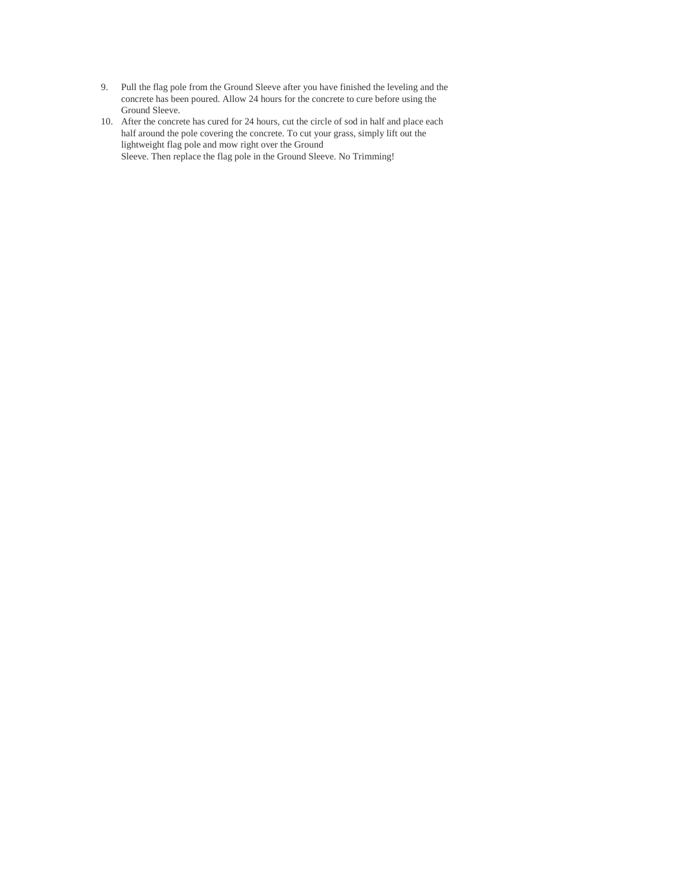9. Pull the flag pole from the Ground Sleeve after you have finished the leveling and the concrete has been poured. Allow 24 hours for the concrete to cure before using the Ground Sleeve.
10. After the concrete has cured for 24 hours, cut the circle of sod in half and place each half around the pole covering the concrete. To cut your grass, simply lift out the lightweight flag pole and mow right over the Ground Sleeve. Then replace the flag pole in the Ground Sleeve. No Trimming!